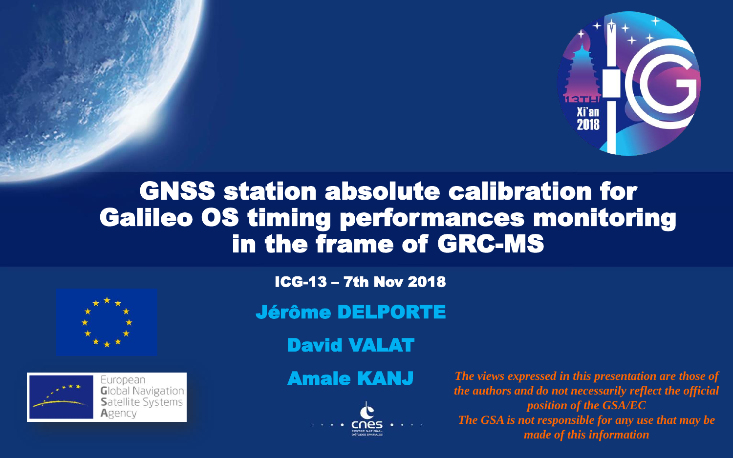# GNSS station absolute calibration for Galileo OS timing performances monitoring in the frame of GRC-MS

**ICG-13 – 7th Nov 2018**

**Jérôme DELPORTE**

**David VALAT**

**Amale KANJ**

*The views expressed in this presentation are those of the authors and do not necessarily reflect the official position of the GSA/EC*
*The GSA is not responsible for any use that may be made of this information*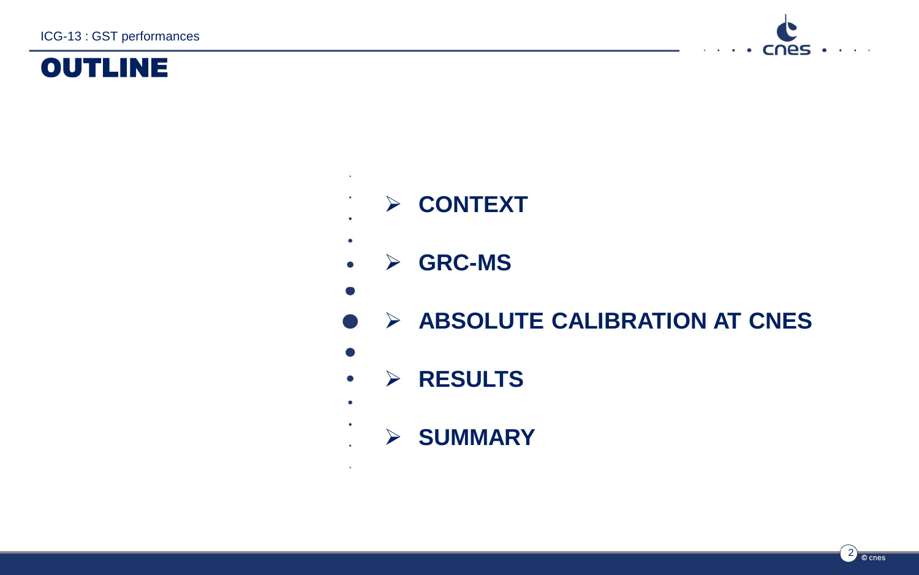# OUTLINE

- CONTEXT
- GRC-MS
- ABSOLUTE CALIBRATION AT CNES
- RESULTS
- SUMMARY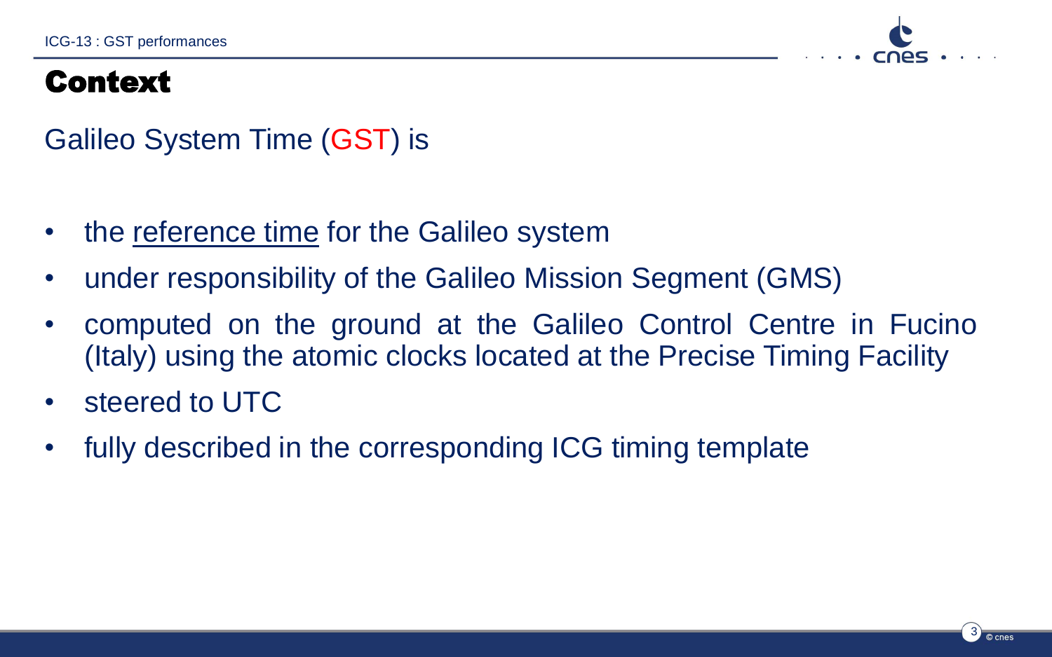# Context

Galileo System Time (GST) is

- the reference time for the Galileo system
- under responsibility of the Galileo Mission Segment (GMS)
- computed on the ground at the Galileo Control Centre in Fucino (Italy) using the atomic clocks located at the Precise Timing Facility
- steered to UTC
- fully described in the corresponding ICG timing template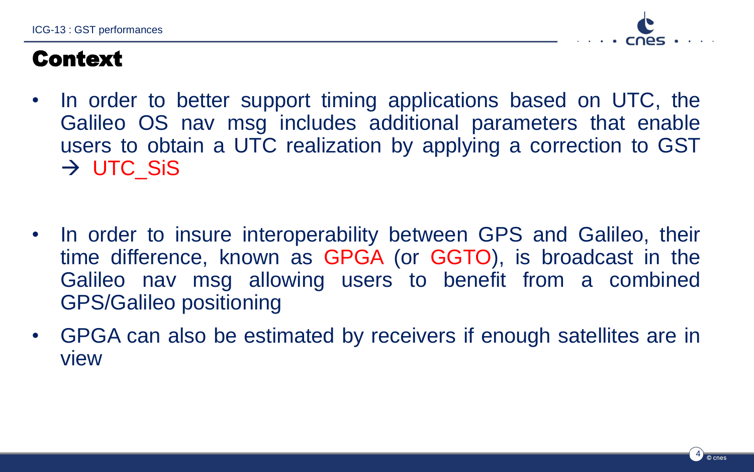# Context

- In order to better support timing applications based on UTC, the Galileo OS nav msg includes additional parameters that enable users to obtain a UTC realization by applying a correction to GST → UTC_SiS

- In order to insure interoperability between GPS and Galileo, their time difference, known as GPGA (or GGTO), is broadcast in the Galileo nav msg allowing users to benefit from a combined GPS/Galileo positioning
- GPGA can also be estimated by receivers if enough satellites are in view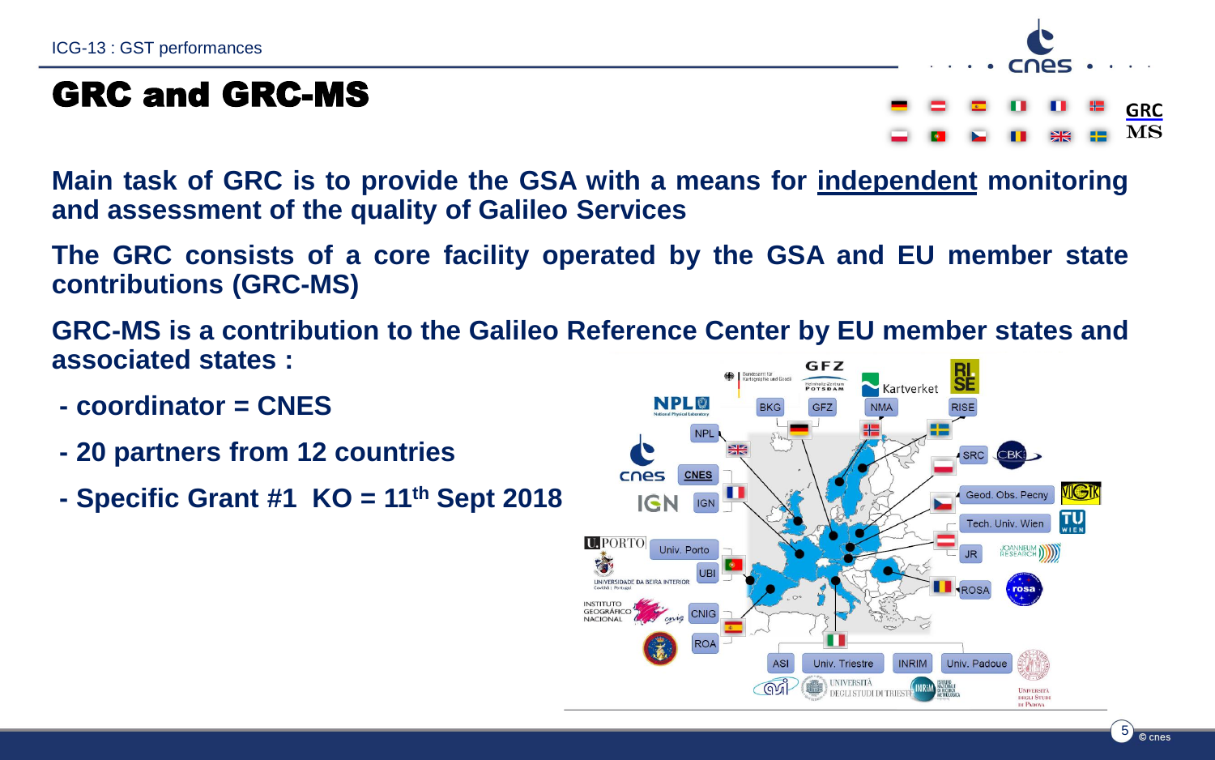# GRC and GRC-MS

**Main task of GRC is to provide the GSA with a means for <u>independent</u> monitoring and assessment of the quality of Galileo Services**

**The GRC consists of a core facility operated by the GSA and EU member state contributions (GRC-MS)**

**GRC-MS is a contribution to the Galileo Reference Center by EU member states and associated states :**

- **coordinator = CNES**
- **20 partners from 12 countries**
- **Specific Grant #1 KO = 11th Sept 2018**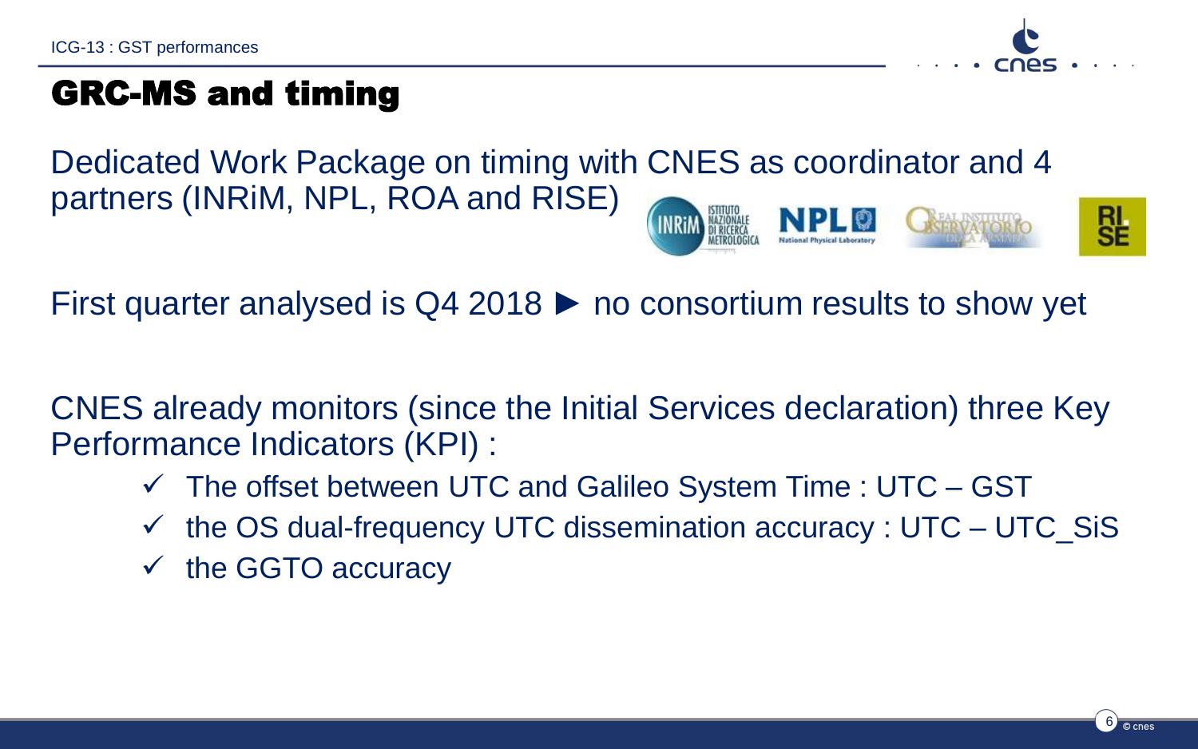# GRC-MS and timing

Dedicated Work Package on timing with CNES as coordinator and 4 partners (INRiM, NPL, ROA and RISE)

First quarter analysed is Q4 2018 ► no consortium results to show yet

CNES already monitors (since the Initial Services declaration) three Key Performance Indicators (KPI) :

- ✓ The offset between UTC and Galileo System Time : UTC – GST
- ✓ the OS dual-frequency UTC dissemination accuracy : UTC – UTC_SiS
- ✓ the GGTO accuracy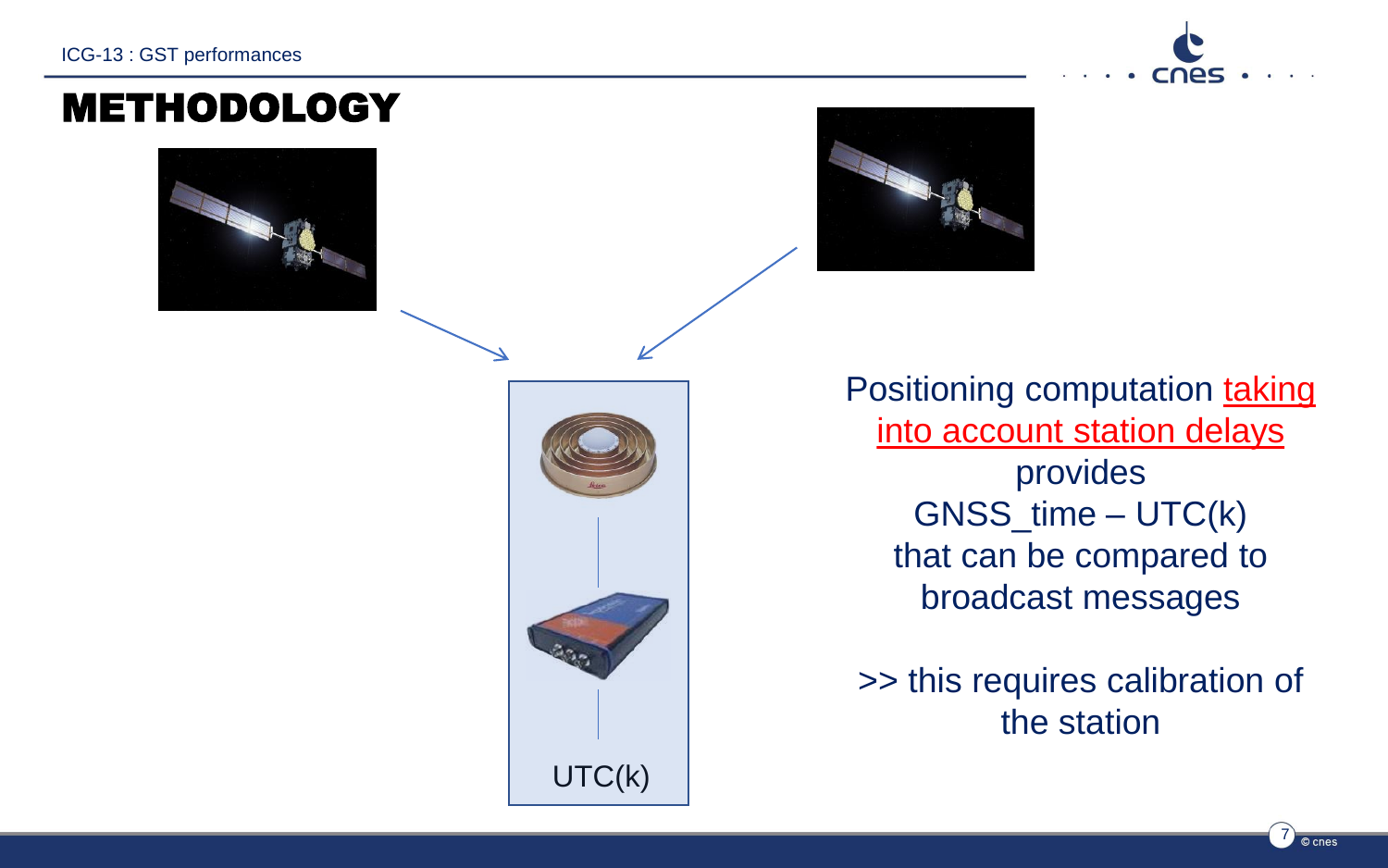# METHODOLOGY

UTC(k)

Positioning computation taking into account station delays provides GNSS_time – UTC(k) that can be compared to broadcast messages

>> this requires calibration of the station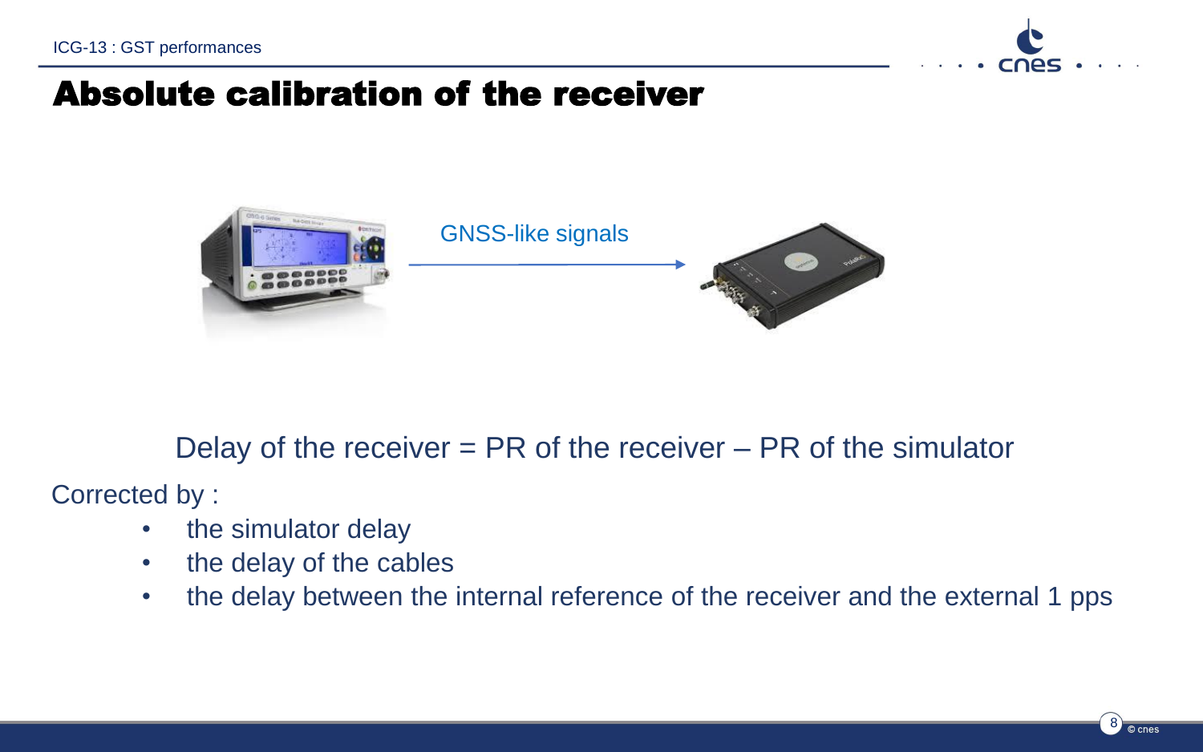# Absolute calibration of the receiver

GNSS-like signals

Delay of the receiver = PR of the receiver – PR of the simulator

Corrected by :

- the simulator delay
- the delay of the cables
- the delay between the internal reference of the receiver and the external 1 pps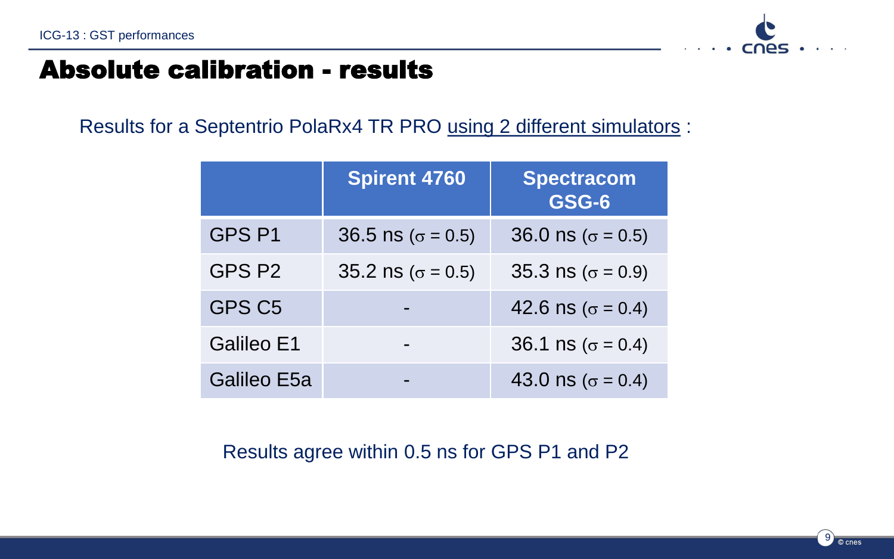# Absolute calibration - results

Results for a Septentrio PolaRx4 TR PRO using 2 different simulators :

| | Spirent 4760 | Spectracom GSG-6 |
|---|---|---|
| GPS P1 | 36.5 ns ($\sigma$ = 0.5) | 36.0 ns ($\sigma$ = 0.5) |
| GPS P2 | 35.2 ns ($\sigma$ = 0.5) | 35.3 ns ($\sigma$ = 0.9) |
| GPS C5 | - | 42.6 ns ($\sigma$ = 0.4) |
| Galileo E1 | - | 36.1 ns ($\sigma$ = 0.4) |
| Galileo E5a | - | 43.0 ns ($\sigma$ = 0.4) |

Results agree within 0.5 ns for GPS P1 and P2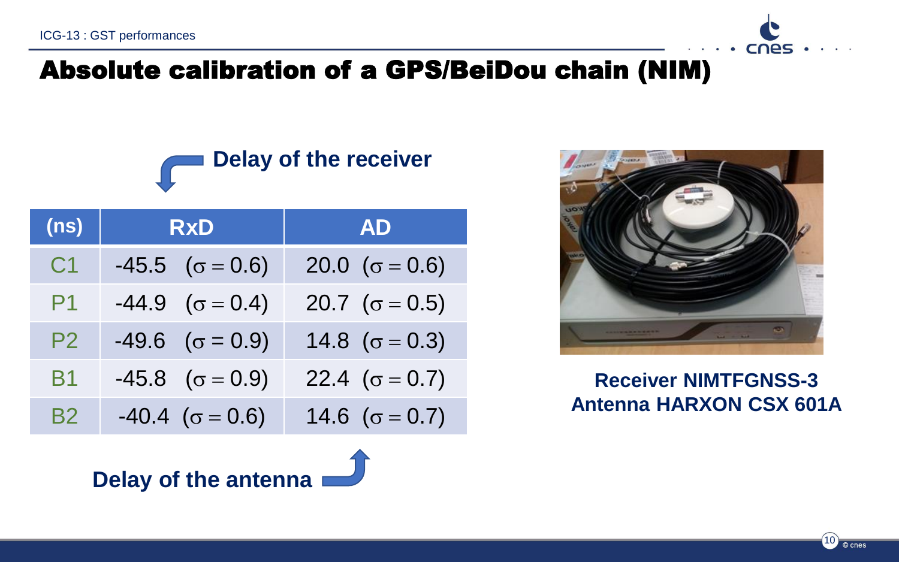# Absolute calibration of a GPS/BeiDou chain (NIM)

Delay of the receiver

| (ns) | RxD | AD |
|---|---|---|
| C1 | -45.5 ($\sigma = 0.6$) | 20.0 ($\sigma = 0.6$) |
| P1 | -44.9 ($\sigma = 0.4$) | 20.7 ($\sigma = 0.5$) |
| P2 | -49.6 ($\sigma = 0.9$) | 14.8 ($\sigma = 0.3$) |
| B1 | -45.8 ($\sigma = 0.9$) | 22.4 ($\sigma = 0.7$) |
| B2 | -40.4 ($\sigma = 0.6$) | 14.6 ($\sigma = 0.7$) |

Delay of the antenna

**Receiver NIMTFGNSS-3**
**Antenna HARXON CSX 601A**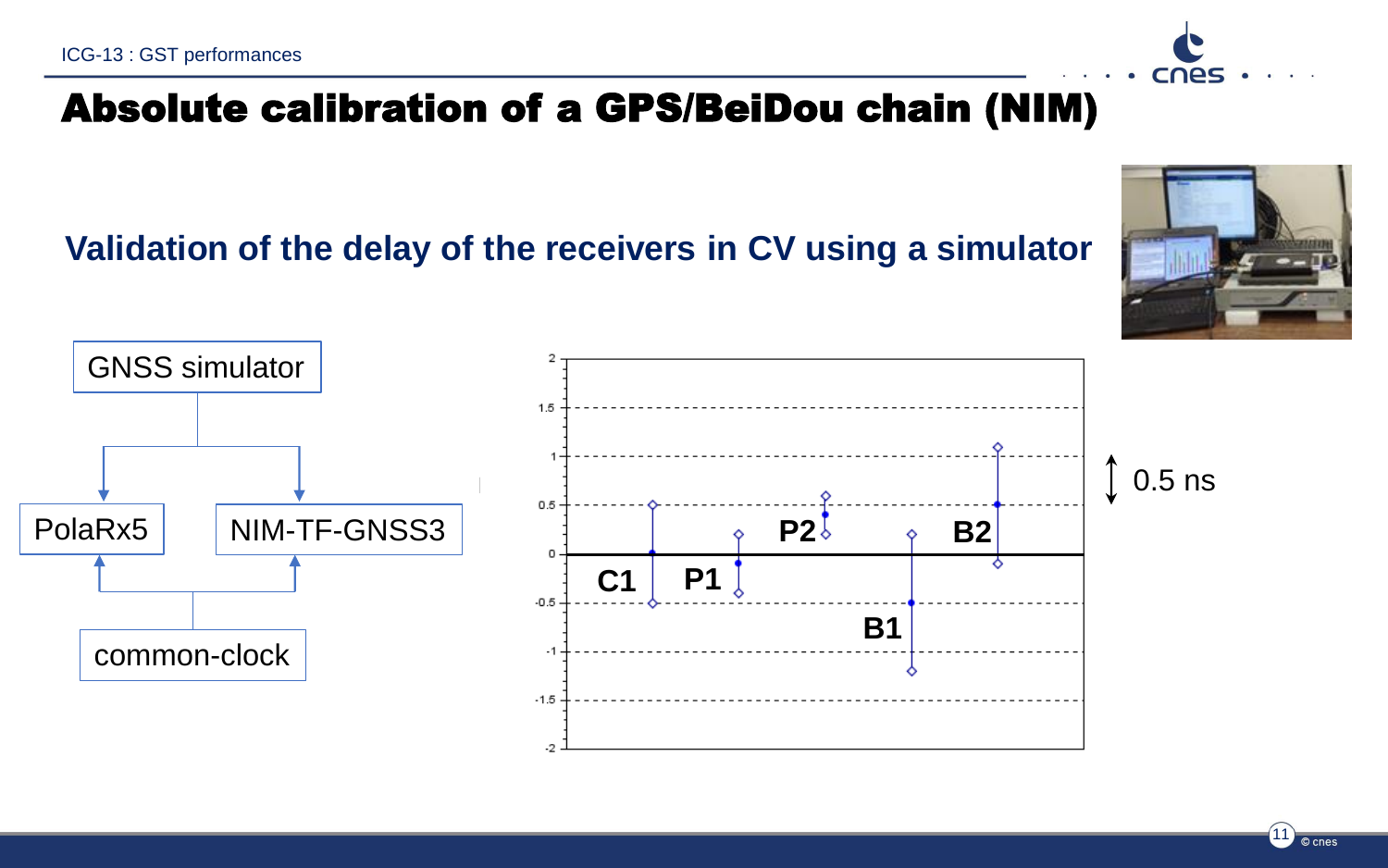# Absolute calibration of a GPS/BeiDou chain (NIM)

## Validation of the delay of the receivers in CV using a simulator

GNSS simulator

PolaRx5

NIM-TF-GNSS3

common-clock

C1 P1 P2 B1 B2

0.5 ns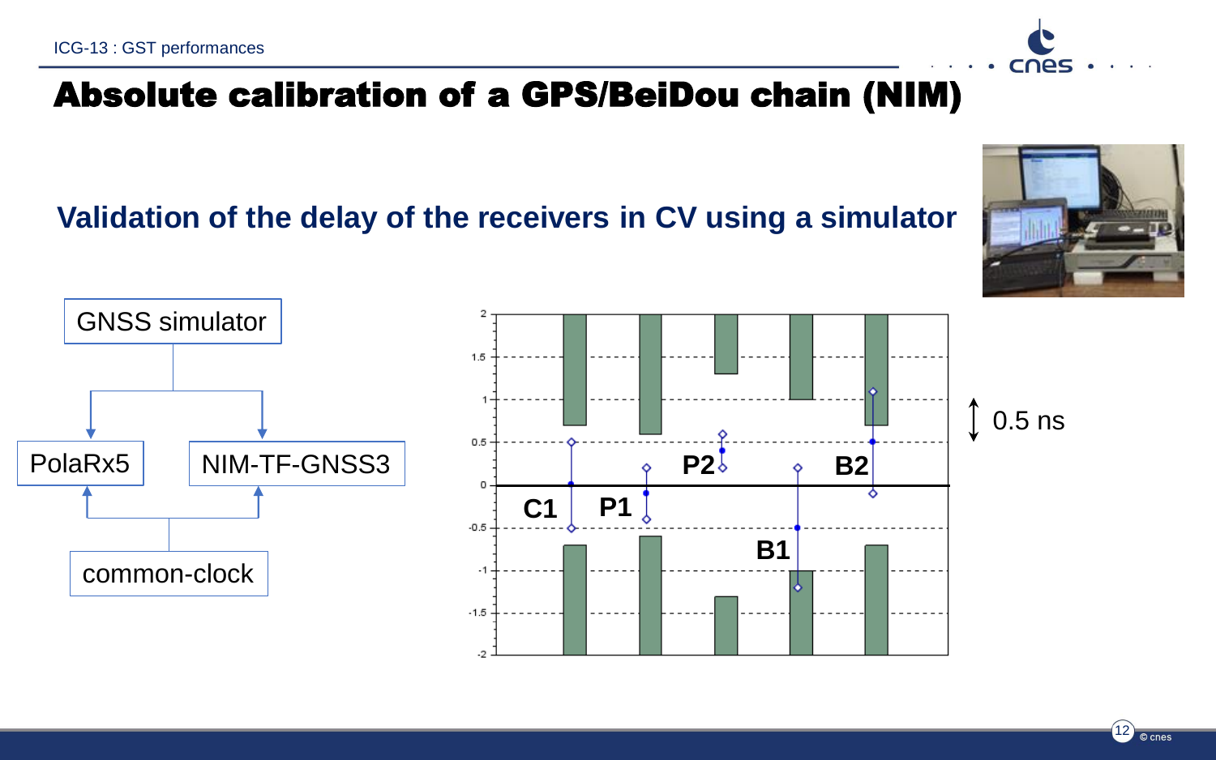# Absolute calibration of a GPS/BeiDou chain (NIM)

## Validation of the delay of the receivers in CV using a simulator

GNSS simulator

PolaRx5

NIM-TF-GNSS3

common-clock

C1 P1 P2 B1 B2

0.5 ns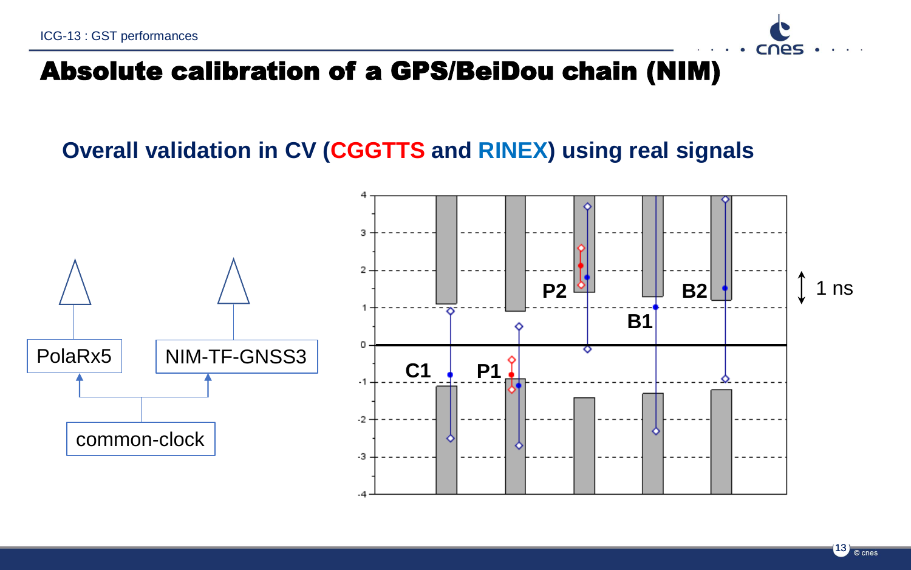# Absolute calibration of a GPS/BeiDou chain (NIM)

## Overall validation in CV (CGGTTS and RINEX) using real signals

PolaRx5

NIM-TF-GNSS3

common-clock

C1 P1 P2 B1 B2

1 ns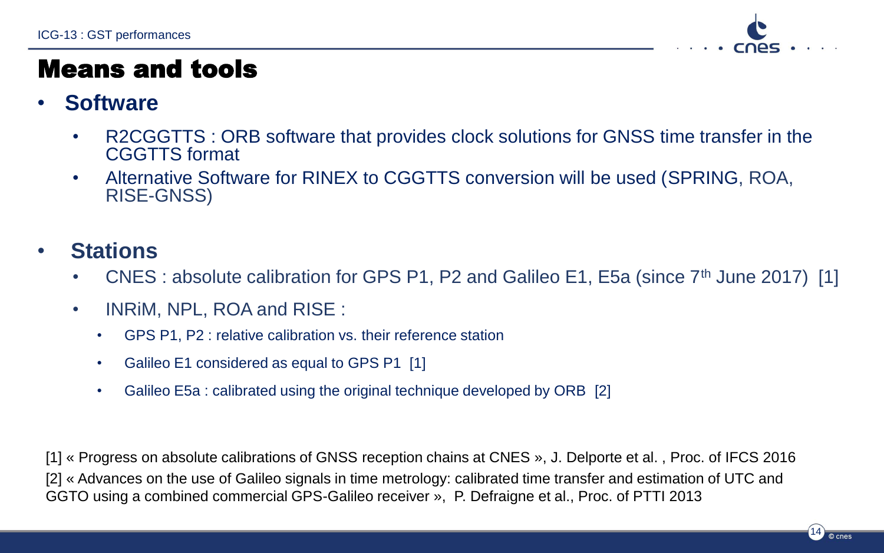# Means and tools

- **Software**
  - R2CGGTTS : ORB software that provides clock solutions for GNSS time transfer in the CGGTTS format
  - Alternative Software for RINEX to CGGTTS conversion will be used (SPRING, ROA, RISE-GNSS)

- **Stations**
  - CNES : absolute calibration for GPS P1, P2 and Galileo E1, E5a (since 7th June 2017) [1]
  - INRiM, NPL, ROA and RISE :
    - GPS P1, P2 : relative calibration vs. their reference station
    - Galileo E1 considered as equal to GPS P1 [1]
    - Galileo E5a : calibrated using the original technique developed by ORB [2]

[1] « Progress on absolute calibrations of GNSS reception chains at CNES », J. Delporte et al. , Proc. of IFCS 2016

[2] « Advances on the use of Galileo signals in time metrology: calibrated time transfer and estimation of UTC and GGTO using a combined commercial GPS-Galileo receiver », P. Defraigne et al., Proc. of PTTI 2013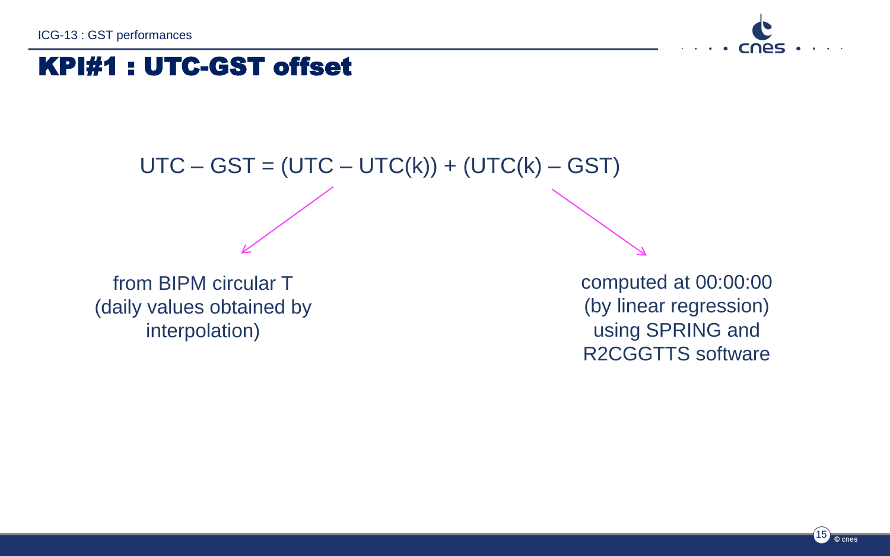# KPI#1 : UTC-GST offset

$$UTC - GST = (UTC - UTC(k)) + (UTC(k) - GST)$$

from BIPM circular T (daily values obtained by interpolation)

computed at 00:00:00 (by linear regression) using SPRING and R2CGGTTS software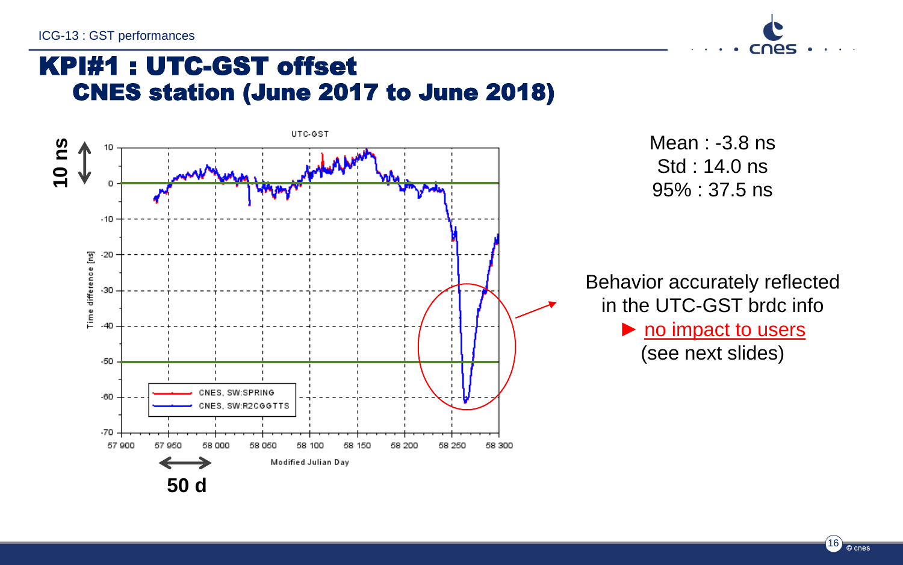# KPI#1 : UTC-GST offset
## CNES station (June 2017 to June 2018)

Mean : -3.8 ns
Std : 14.0 ns
95% : 37.5 ns

Behavior accurately reflected in the UTC-GST brdc info
► no impact to users
(see next slides)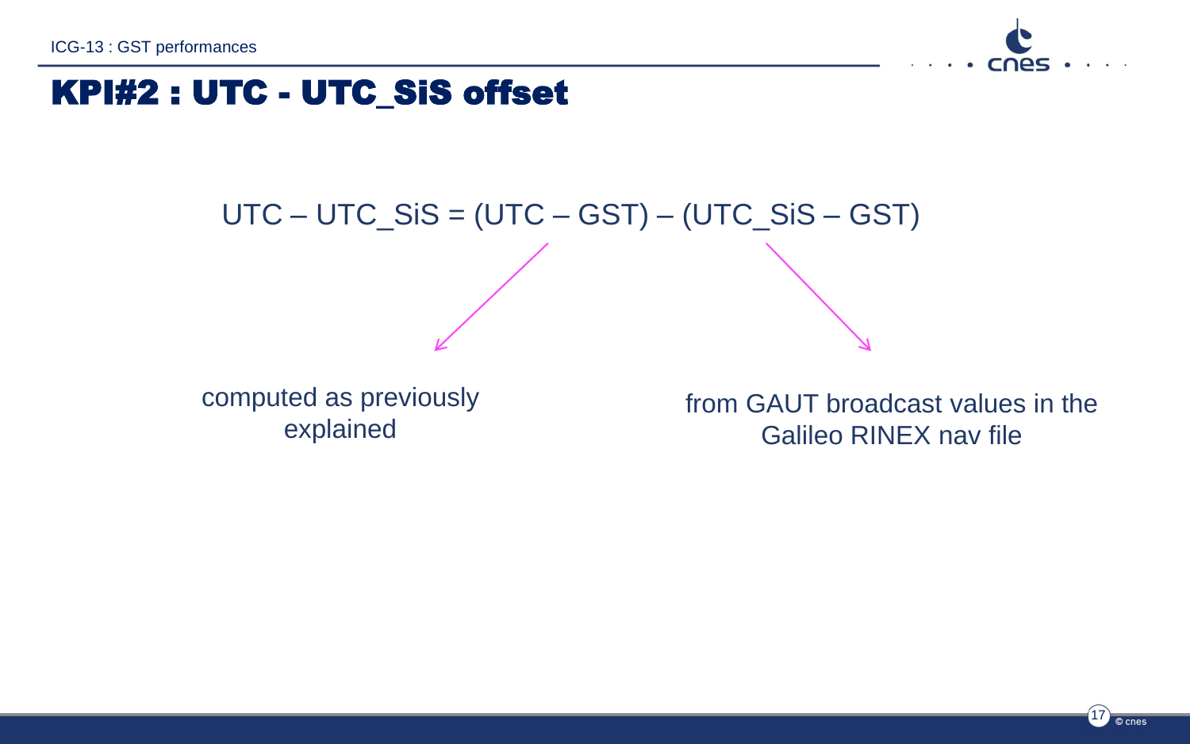# KPI#2 : UTC - UTC_SiS offset

UTC – UTC_SiS = (UTC – GST) – (UTC_SiS – GST)

- (UTC – GST): computed as previously explained
- (UTC_SiS – GST): from GAUT broadcast values in the Galileo RINEX nav file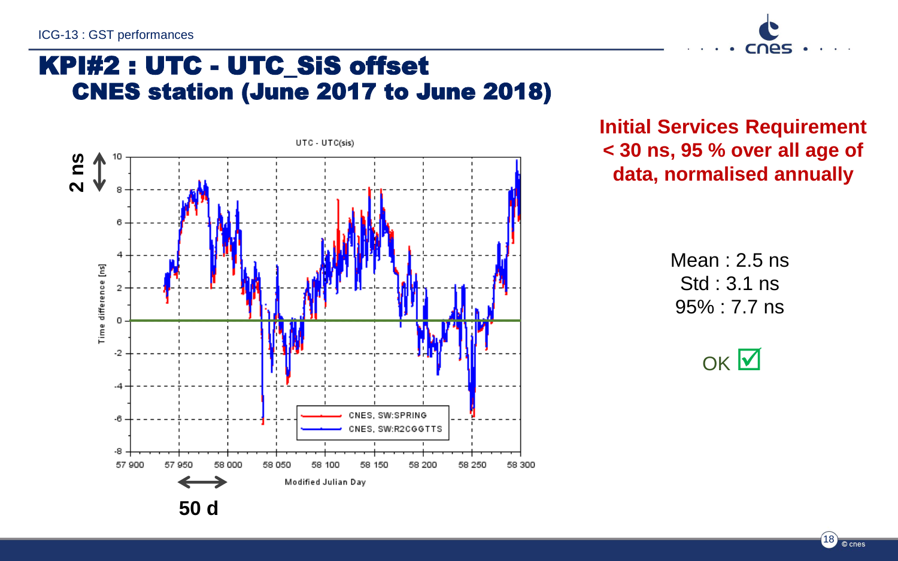# KPI#2 : UTC - UTC_SiS offset

## CNES station (June 2017 to June 2018)

**Initial Services Requirement < 30 ns, 95 % over all age of data, normalised annually**

Mean : 2.5 ns

Std : 3.1 ns

95% : 7.7 ns

OK ☑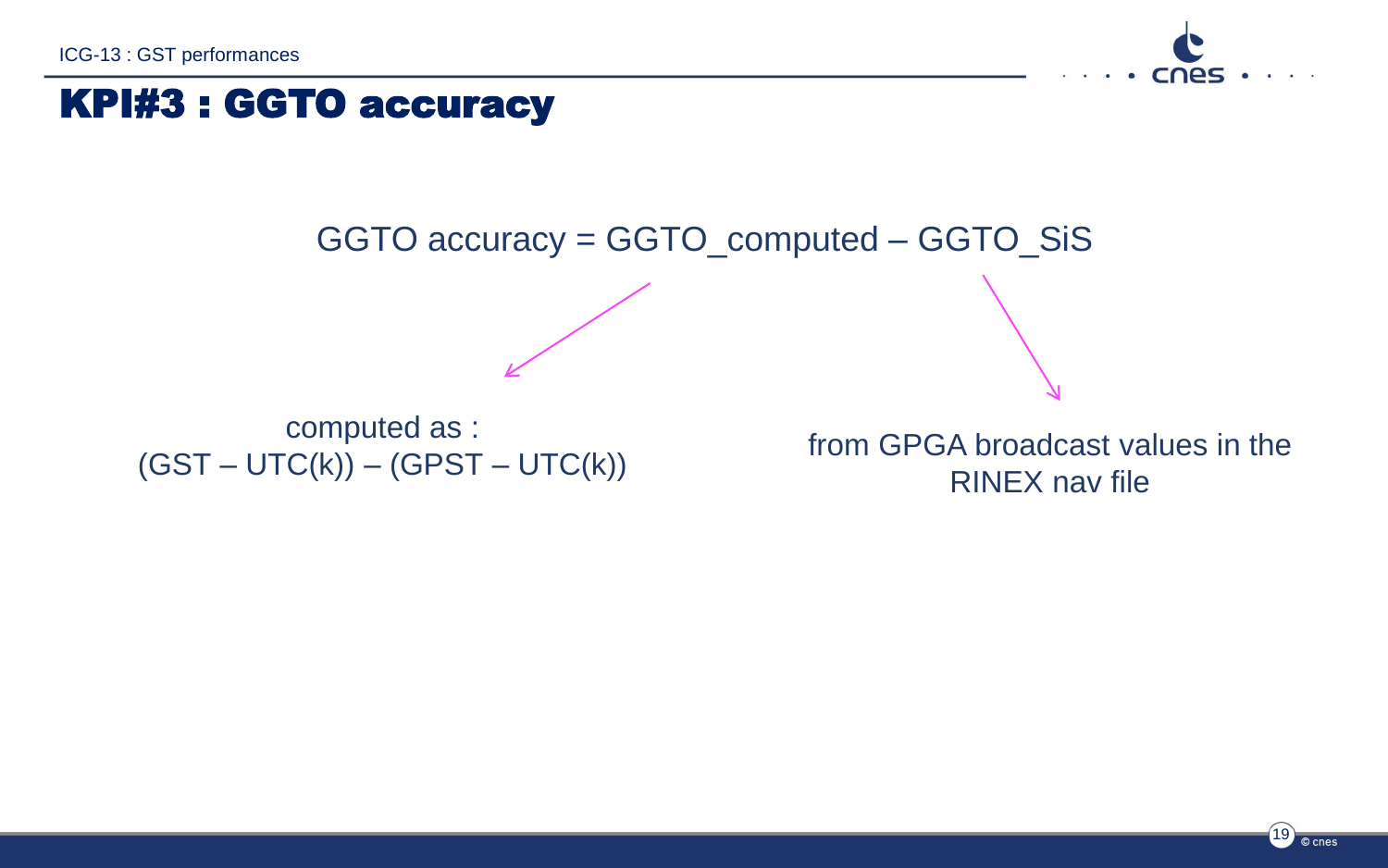# KPI#3 : GGTO accuracy

GGTO accuracy = GGTO_computed – GGTO_SiS

computed as :
(GST – UTC(k)) – (GPST – UTC(k))

from GPGA broadcast values in the RINEX nav file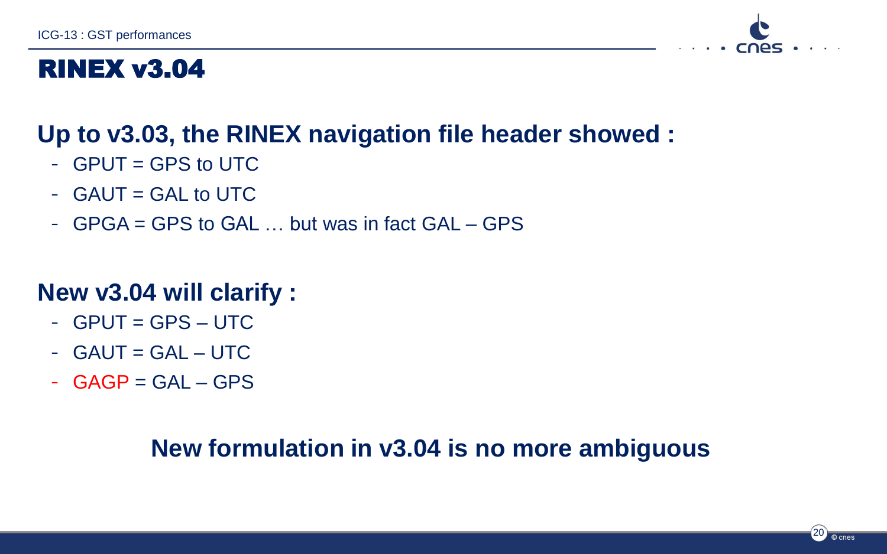# RINEX v3.04

## Up to v3.03, the RINEX navigation file header showed :

- GPUT = GPS to UTC
- GAUT = GAL to UTC
- GPGA = GPS to GAL … but was in fact GAL – GPS

## New v3.04 will clarify :

- GPUT = GPS – UTC
- GAUT = GAL – UTC
- GAGP = GAL – GPS

**New formulation in v3.04 is no more ambiguous**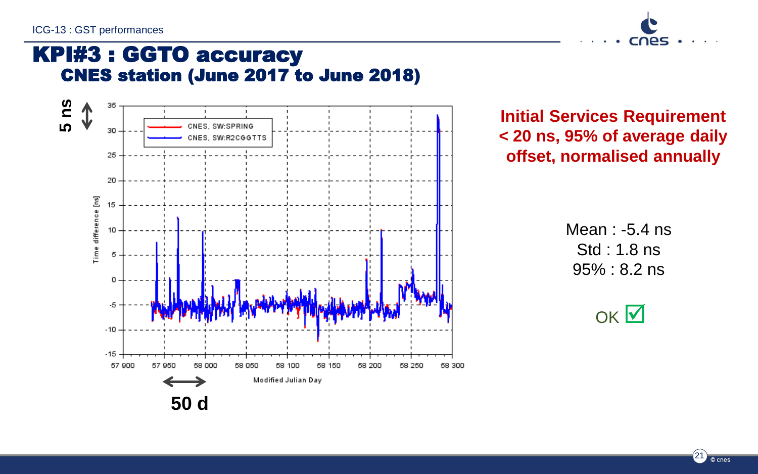# KPI#3 : GGTO accuracy

## CNES station (June 2017 to June 2018)

**Initial Services Requirement < 20 ns, 95% of average daily offset, normalised annually**

Mean : -5.4 ns

Std : 1.8 ns

95% : 8.2 ns

OK ☑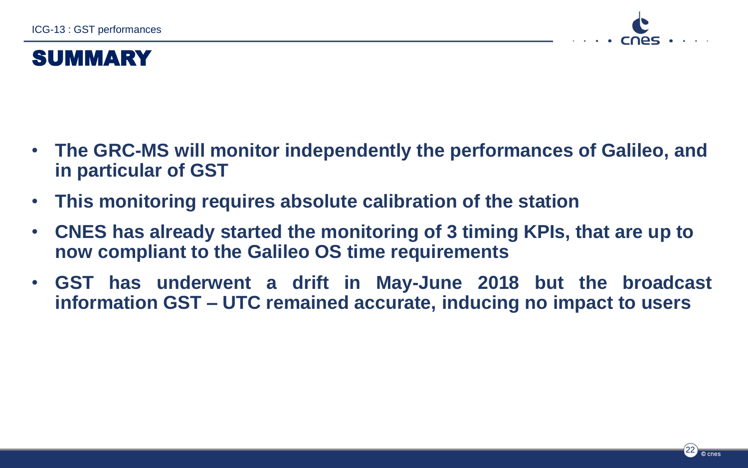# SUMMARY

- **The GRC-MS will monitor independently the performances of Galileo, and in particular of GST**
- **This monitoring requires absolute calibration of the station**
- **CNES has already started the monitoring of 3 timing KPIs, that are up to now compliant to the Galileo OS time requirements**
- **GST has underwent a drift in May-June 2018 but the broadcast information GST – UTC remained accurate, inducing no impact to users**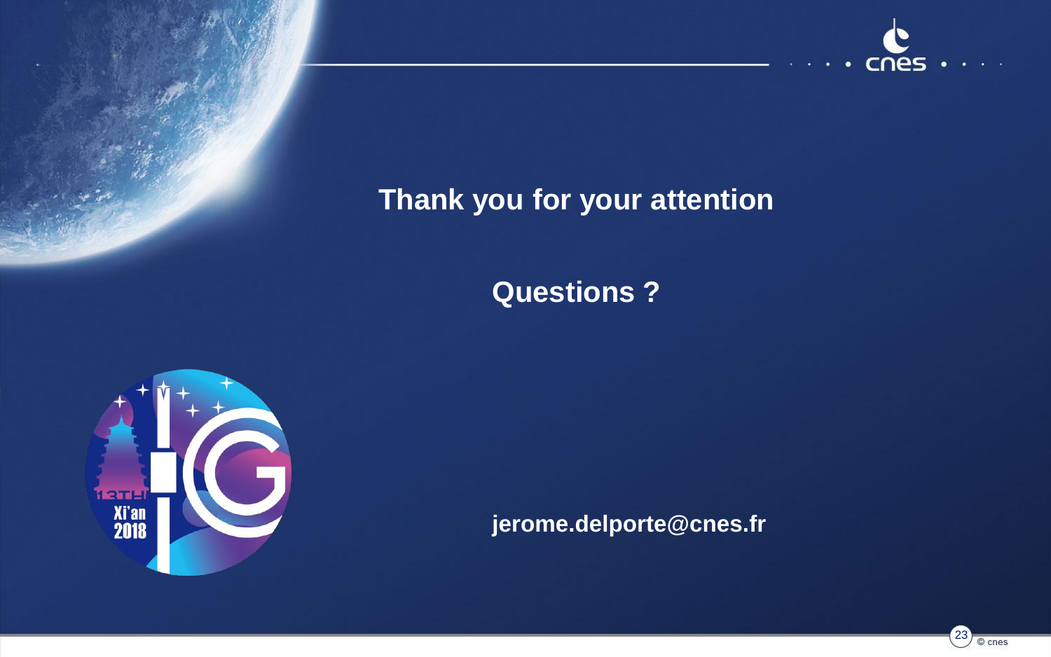# Thank you for your attention

## Questions ?

jerome.delporte@cnes.fr